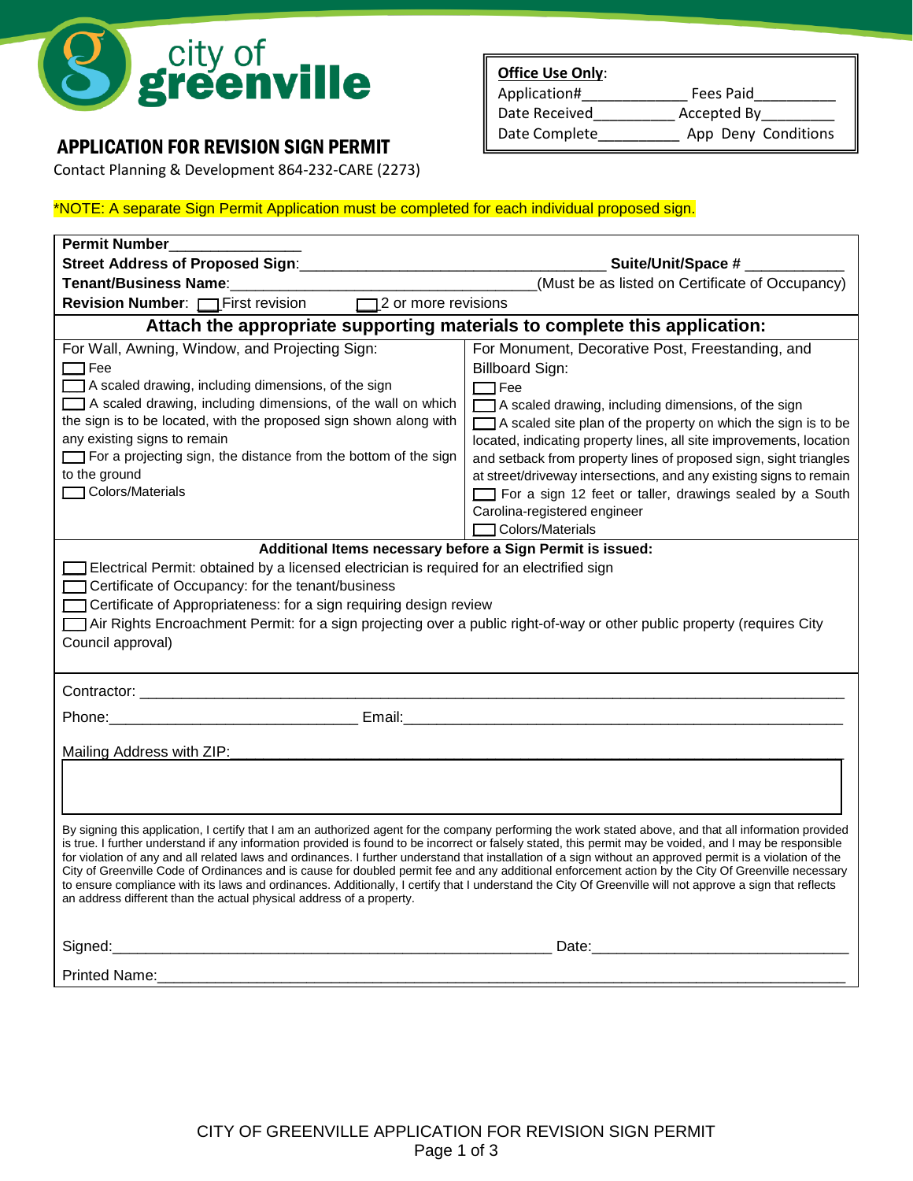city of greenville

# APPLICATION FOR REVISION SIGN PERMIT

Contact Planning & Development 864-232-CARE (2273)

**Office Use Only**:
Application#____________ Fees Paid__________
Date Received__________ Accepted By_________
Date Complete__________ App Deny Conditions

*NOTE: A separate Sign Permit Application must be completed for each individual proposed sign.

**Permit Number**________________
**Street Address of Proposed Sign**:____________________________________ **Suite/Unit/Space #** ____________
**Tenant/Business Name**:____________________________________(Must be as listed on Certificate of Occupancy)
**Revision Number**: ☐ First revision ☐ 2 or more revisions

## Attach the appropriate supporting materials to complete this application:

For Wall, Awning, Window, and Projecting Sign:

- ☐ Fee
- ☐ A scaled drawing, including dimensions, of the sign
- ☐ A scaled drawing, including dimensions, of the wall on which the sign is to be located, with the proposed sign shown along with any existing signs to remain
- ☐ For a projecting sign, the distance from the bottom of the sign to the ground
- ☐ Colors/Materials

For Monument, Decorative Post, Freestanding, and Billboard Sign:

- ☐ Fee
- ☐ A scaled drawing, including dimensions, of the sign
- ☐ A scaled site plan of the property on which the sign is to be located, indicating property lines, all site improvements, location and setback from property lines of proposed sign, sight triangles at street/driveway intersections, and any existing signs to remain
- ☐ For a sign 12 feet or taller, drawings sealed by a South Carolina-registered engineer
- ☐ Colors/Materials

**Additional Items necessary before a Sign Permit is issued:**

- ☐ Electrical Permit: obtained by a licensed electrician is required for an electrified sign
- ☐ Certificate of Occupancy: for the tenant/business
- ☐ Certificate of Appropriateness: for a sign requiring design review
- ☐ Air Rights Encroachment Permit: for a sign projecting over a public right-of-way or other public property (requires City Council approval)

Contractor: ______________________________________________________________________________

Phone:______________________________ Email:______________________________________________________

Mailing Address with ZIP:

By signing this application, I certify that I am an authorized agent for the company performing the work stated above, and that all information provided is true. I further understand if any information provided is found to be incorrect or falsely stated, this permit may be voided, and I may be responsible for violation of any and all related laws and ordinances. I further understand that installation of a sign without an approved permit is a violation of the City of Greenville Code of Ordinances and is cause for doubled permit fee and any additional enforcement action by the City Of Greenville necessary to ensure compliance with its laws and ordinances. Additionally, I certify that I understand the City Of Greenville will not approve a sign that reflects an address different than the actual physical address of a property.

Signed:______________________________________________________ Date:______________________________

Printed Name:______________________________________________________________________________

CITY OF GREENVILLE APPLICATION FOR REVISION SIGN PERMIT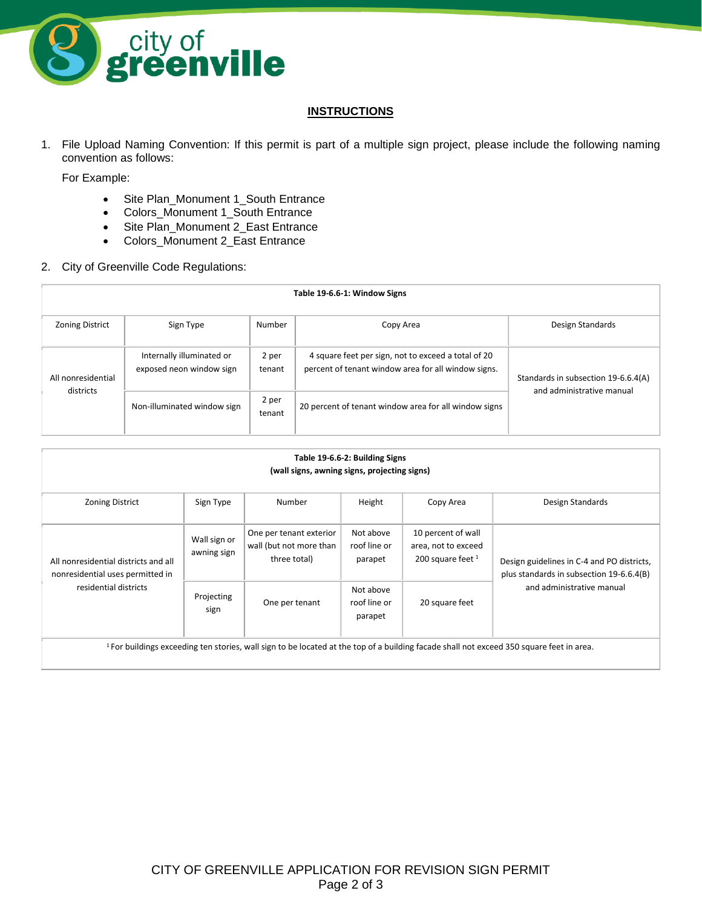## INSTRUCTIONS

1. File Upload Naming Convention: If this permit is part of a multiple sign project, please include the following naming convention as follows:

   For Example:

   - Site Plan_Monument 1_South Entrance
   - Colors_Monument 1_South Entrance
   - Site Plan_Monument 2_East Entrance
   - Colors_Monument 2_East Entrance

2. City of Greenville Code Regulations:

**Table 19-6.6-1: Window Signs**

| Zoning District | Sign Type | Number | Copy Area | Design Standards |
|---|---|---|---|---|
| All nonresidential districts | Internally illuminated or exposed neon window sign | 2 per tenant | 4 square feet per sign, not to exceed a total of 20 percent of tenant window area for all window signs. | Standards in subsection 19-6.6.4(A) and administrative manual |
| | Non-illuminated window sign | 2 per tenant | 20 percent of tenant window area for all window signs | |

**Table 19-6.6-2: Building Signs**
**(wall signs, awning signs, projecting signs)**

| Zoning District | Sign Type | Number | Height | Copy Area | Design Standards |
|---|---|---|---|---|---|
| All nonresidential districts and all nonresidential uses permitted in residential districts | Wall sign or awning sign | One per tenant exterior wall (but not more than three total) | Not above roof line or parapet | 10 percent of wall area, not to exceed 200 square feet [1] | Design guidelines in C-4 and PO districts, plus standards in subsection 19-6.6.4(B) and administrative manual |
| | Projecting sign | One per tenant | Not above roof line or parapet | 20 square feet | |

[1] For buildings exceeding ten stories, wall sign to be located at the top of a building facade shall not exceed 350 square feet in area.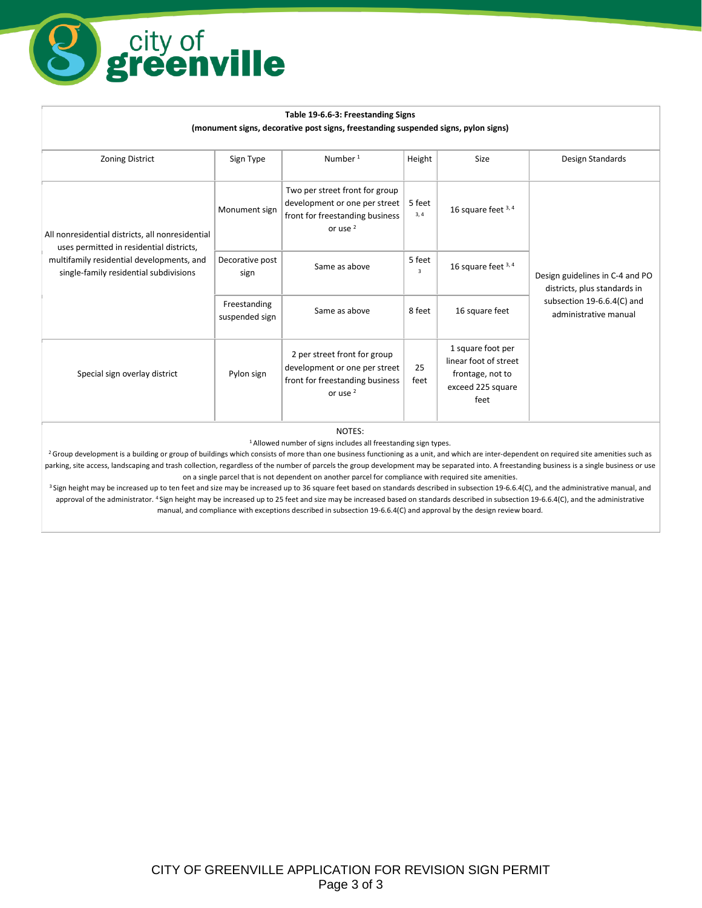**Table 19-6.6-3: Freestanding Signs**
**(monument signs, decorative post signs, freestanding suspended signs, pylon signs)**

| Zoning District | Sign Type | Number [1] | Height | Size | Design Standards |
|---|---|---|---|---|---|
| All nonresidential districts, all nonresidential uses permitted in residential districts, multifamily residential developments, and single-family residential subdivisions | Monument sign | Two per street front for group development or one per street front for freestanding business or use [2] | 5 feet [3, 4] | 16 square feet [3, 4] | Design guidelines in C-4 and PO districts, plus standards in subsection 19-6.6.4(C) and administrative manual |
| | Decorative post sign | Same as above | 5 feet [3] | 16 square feet [3, 4] | |
| | Freestanding suspended sign | Same as above | 8 feet | 16 square feet | |
| Special sign overlay district | Pylon sign | 2 per street front for group development or one per street front for freestanding business or use [2] | 25 feet | 1 square foot per linear foot of street frontage, not to exceed 225 square feet | |

NOTES:

[1] Allowed number of signs includes all freestanding sign types.

[2] Group development is a building or group of buildings which consists of more than one business functioning as a unit, and which are inter-dependent on required site amenities such as parking, site access, landscaping and trash collection, regardless of the number of parcels the group development may be separated into. A freestanding business is a single business or use on a single parcel that is not dependent on another parcel for compliance with required site amenities.

[3] Sign height may be increased up to ten feet and size may be increased up to 36 square feet based on standards described in subsection 19-6.6.4(C), and the administrative manual, and approval of the administrator. [4] Sign height may be increased up to 25 feet and size may be increased based on standards described in subsection 19-6.6.4(C), and the administrative manual, and compliance with exceptions described in subsection 19-6.6.4(C) and approval by the design review board.